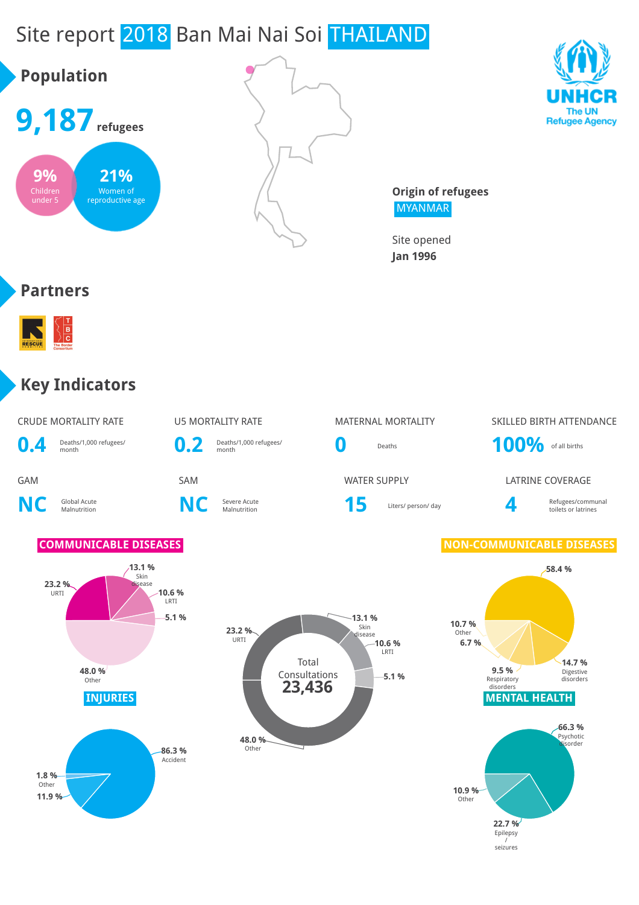# Site report 2018 Ban Mai Nai Soi THAILAND

## Population

**9,187** refugees

**9%** Children under 5

**21%** Women of reproductive age

**Origin of refugees**
MYANMAR

Site opened
**Jan 1996**

## Partners

## Key Indicators

| CRUDE MORTALITY RATE | U5 MORTALITY RATE | MATERNAL MORTALITY | SKILLED BIRTH ATTENDANCE |
|---|---|---|---|
| **0.4** Deaths/1,000 refugees/ month | **0.2** Deaths/1,000 refugees/ month | **0** Deaths | **100%** of all births |

| GAM | SAM | WATER SUPPLY | LATRINE COVERAGE |
|---|---|---|---|
| **NC** Global Acute Malnutrition | **NC** Severe Acute Malnutrition | **15** Liters/ person/ day | **4** Refugees/communal toilets or latrines |

### COMMUNICABLE DISEASES

- 23.2 % URTI
- 13.1 % Skin disease
- 10.6 % LRTI
- 5.1 %
- 48.0 % Other

Total Consultations **23,436**

- 23.2 % URTI
- 13.1 % Skin disease
- 10.6 % LRTI
- 5.1 %
- 48.0 % Other

### NON-COMMUNICABLE DISEASES

- 58.4 %
- 14.7 % Digestive disorders
- 9.5 % Respiratory disorders
- 6.7 %
- 10.7 % Other

### INJURIES

- 86.3 % Accident
- 11.9 %
- 1.8 % Other

### MENTAL HEALTH

- 66.3 % Psychotic disorder
- 22.7 % Epilepsy / seizures
- 10.9 % Other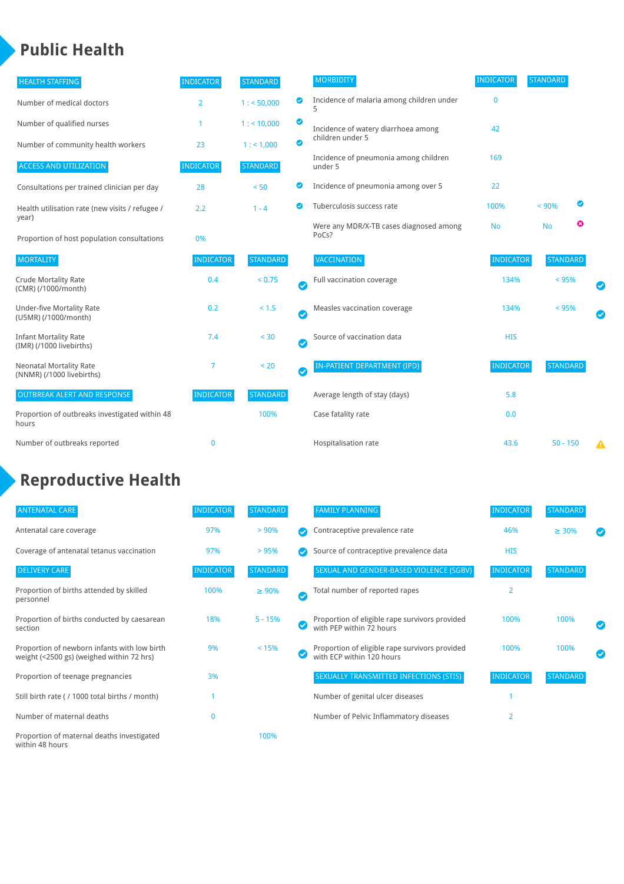# Public Health

| HEALTH STAFFING | INDICATOR | STANDARD | |
|---|---|---|---|
| Number of medical doctors | 2 | 1 : < 50,000 | ✔ |
| Number of qualified nurses | 1 | 1 : < 10,000 | ✔ |
| Number of community health workers | 23 | 1 : < 1,000 | ✔ |

| ACCESS AND UTILIZATION | INDICATOR | STANDARD | |
|---|---|---|---|
| Consultations per trained clinician per day | 28 | < 50 | ✔ |
| Health utilisation rate (new visits / refugee / year) | 2.2 | 1 - 4 | ✔ |
| Proportion of host population consultations | 0% | | |

| MORTALITY | INDICATOR | STANDARD | |
|---|---|---|---|
| Crude Mortality Rate (CMR) (/1000/month) | 0.4 | < 0.75 | ✔ |
| Under-five Mortality Rate (U5MR) (/1000/month) | 0.2 | < 1.5 | ✔ |
| Infant Mortality Rate (IMR) (/1000 livebirths) | 7.4 | < 30 | ✔ |
| Neonatal Mortality Rate (NNMR) (/1000 livebirths) | 7 | < 20 | ✔ |

| OUTBREAK ALERT AND RESPONSE | INDICATOR | STANDARD |
|---|---|---|
| Proportion of outbreaks investigated within 48 hours | | 100% |
| Number of outbreaks reported | 0 | |

| MORBIDITY | INDICATOR | STANDARD | |
|---|---|---|---|
| Incidence of malaria among children under 5 | 0 | | |
| Incidence of watery diarrhoea among children under 5 | 42 | | |
| Incidence of pneumonia among children under 5 | 169 | | |
| Incidence of pneumonia among over 5 | 22 | | |
| Tuberculosis success rate | 100% | < 90% | ✔ |
| Were any MDR/X-TB cases diagnosed among PoCs? | No | No | ✖ |

| VACCINATION | INDICATOR | STANDARD | |
|---|---|---|---|
| Full vaccination coverage | 134% | < 95% | ✔ |
| Measles vaccination coverage | 134% | < 95% | ✔ |
| Source of vaccination data | HIS | | |

| IN-PATIENT DEPARTMENT (IPD) | INDICATOR | STANDARD | |
|---|---|---|---|
| Average length of stay (days) | 5.8 | | |
| Case fatality rate | 0.0 | | |
| Hospitalisation rate | 43.6 | 50 - 150 | ⚠ |

# Reproductive Health

| ANTENATAL CARE | INDICATOR | STANDARD | |
|---|---|---|---|
| Antenatal care coverage | 97% | > 90% | ✔ |
| Coverage of antenatal tetanus vaccination | 97% | > 95% | ✔ |

| DELIVERY CARE | INDICATOR | STANDARD | |
|---|---|---|---|
| Proportion of births attended by skilled personnel | 100% | ≥ 90% | ✔ |
| Proportion of births conducted by caesarean section | 18% | 5 - 15% | ✔ |
| Proportion of newborn infants with low birth weight (<2500 gs) (weighed within 72 hrs) | 9% | < 15% | ✔ |
| Proportion of teenage pregnancies | 3% | | |
| Still birth rate ( / 1000 total births / month) | 1 | | |
| Number of maternal deaths | 0 | | |
| Proportion of maternal deaths investigated within 48 hours | | 100% | |

| FAMILY PLANNING | INDICATOR | STANDARD | |
|---|---|---|---|
| Contraceptive prevalence rate | 46% | ≥ 30% | ✔ |
| Source of contraceptive prevalence data | HIS | | |

| SEXUAL AND GENDER-BASED VIOLENCE (SGBV) | INDICATOR | STANDARD | |
|---|---|---|---|
| Total number of reported rapes | 2 | | |
| Proportion of eligible rape survivors provided with PEP within 72 hours | 100% | 100% | ✔ |
| Proportion of eligible rape survivors provided with ECP within 120 hours | 100% | 100% | ✔ |

| SEXUALLY TRANSMITTED INFECTIONS (STIS) | INDICATOR | STANDARD |
|---|---|---|
| Number of genital ulcer diseases | 1 | |
| Number of Pelvic Inflammatory diseases | 2 | |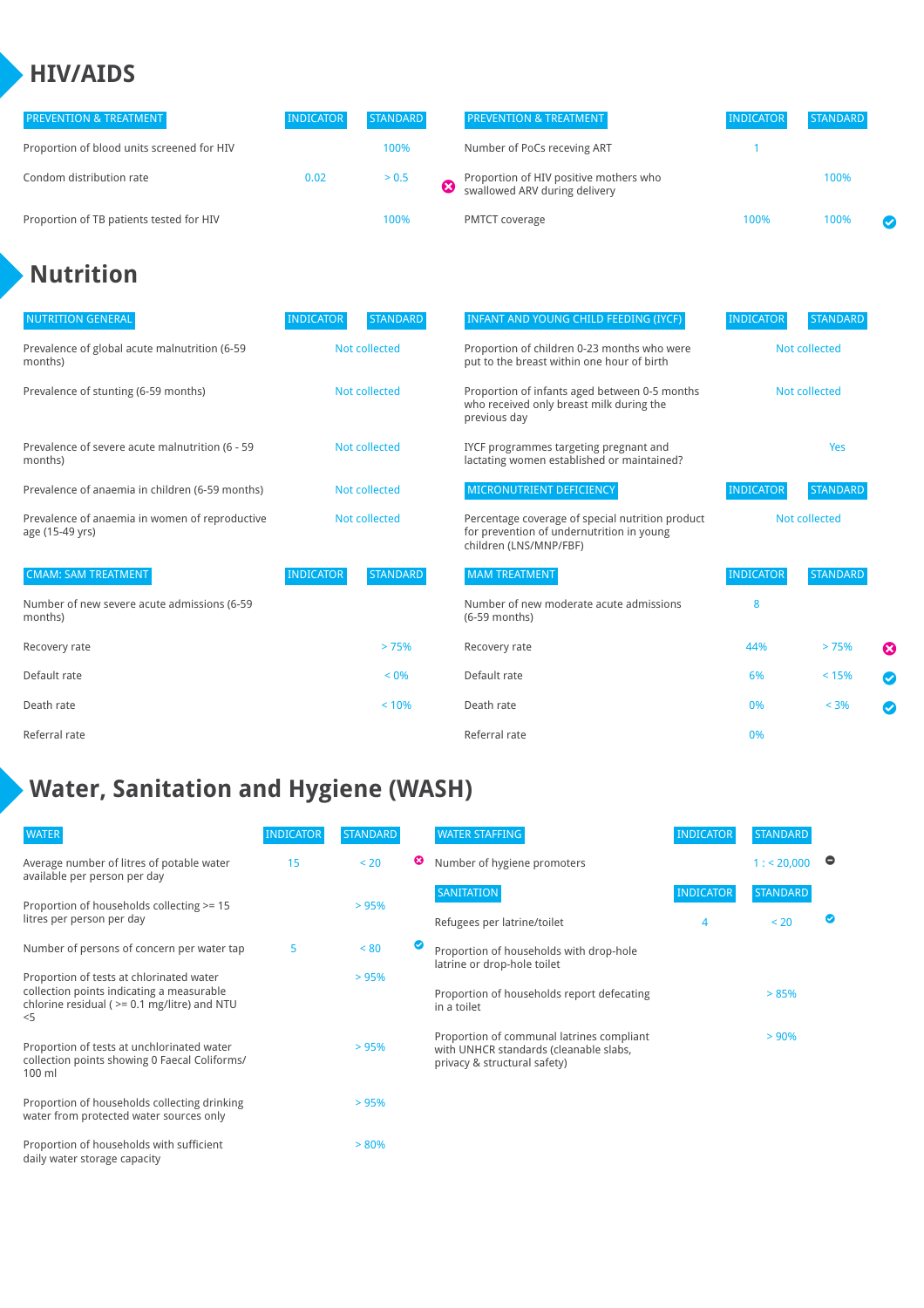# HIV/AIDS

| PREVENTION & TREATMENT | INDICATOR | STANDARD | |
|---|---|---|---|
| Proportion of blood units screened for HIV | | 100% | |
| Condom distribution rate | 0.02 | > 0.5 | ✗ |
| Proportion of TB patients tested for HIV | | 100% | |

| PREVENTION & TREATMENT | INDICATOR | STANDARD | |
|---|---|---|---|
| Number of PoCs receving ART | 1 | | |
| Proportion of HIV positive mothers who swallowed ARV during delivery | | 100% | |
| PMTCT coverage | 100% | 100% | ✓ |

# Nutrition

| NUTRITION GENERAL | INDICATOR | STANDARD |
|---|---|---|
| Prevalence of global acute malnutrition (6-59 months) | Not collected | |
| Prevalence of stunting (6-59 months) | Not collected | |
| Prevalence of severe acute malnutrition (6 - 59 months) | Not collected | |
| Prevalence of anaemia in children (6-59 months) | Not collected | |
| Prevalence of anaemia in women of reproductive age (15-49 yrs) | Not collected | |

| INFANT AND YOUNG CHILD FEEDING (IYCF) | INDICATOR | STANDARD |
|---|---|---|
| Proportion of children 0-23 months who were put to the breast within one hour of birth | Not collected | |
| Proportion of infants aged between 0-5 months who received only breast milk during the previous day | Not collected | |
| IYCF programmes targeting pregnant and lactating women established or maintained? | | Yes |

| MICRONUTRIENT DEFICIENCY | INDICATOR | STANDARD |
|---|---|---|
| Percentage coverage of special nutrition product for prevention of undernutrition in young children (LNS/MNP/FBF) | Not collected | |

| CMAM: SAM TREATMENT | INDICATOR | STANDARD |
|---|---|---|
| Number of new severe acute admissions (6-59 months) | | |
| Recovery rate | | > 75% |
| Default rate | | < 0% |
| Death rate | | < 10% |
| Referral rate | | |

| MAM TREATMENT | INDICATOR | STANDARD | |
|---|---|---|---|
| Number of new moderate acute admissions (6-59 months) | 8 | | |
| Recovery rate | 44% | > 75% | ✗ |
| Default rate | 6% | < 15% | ✓ |
| Death rate | 0% | < 3% | ✓ |
| Referral rate | 0% | | |

# Water, Sanitation and Hygiene (WASH)

| WATER | INDICATOR | STANDARD | |
|---|---|---|---|
| Average number of litres of potable water available per person per day | 15 | < 20 | ✗ |
| Proportion of households collecting >= 15 litres per person per day | | > 95% | |
| Number of persons of concern per water tap | 5 | < 80 | ✓ |
| Proportion of tests at chlorinated water collection points indicating a measurable chlorine residual ( >= 0.1 mg/litre) and NTU <5 | | > 95% | |
| Proportion of tests at unchlorinated water collection points showing 0 Faecal Coliforms/ 100 ml | | > 95% | |
| Proportion of households collecting drinking water from protected water sources only | | > 95% | |
| Proportion of households with sufficient daily water storage capacity | | > 80% | |

| WATER STAFFING | INDICATOR | STANDARD | |
|---|---|---|---|
| Number of hygiene promoters | | 1 : < 20,000 | ● |

| SANITATION | INDICATOR | STANDARD | |
|---|---|---|---|
| Refugees per latrine/toilet | 4 | < 20 | ✓ |
| Proportion of households with drop-hole latrine or drop-hole toilet | | | |
| Proportion of households report defecating in a toilet | | > 85% | |
| Proportion of communal latrines compliant with UNHCR standards (cleanable slabs, privacy & structural safety) | | > 90% | |